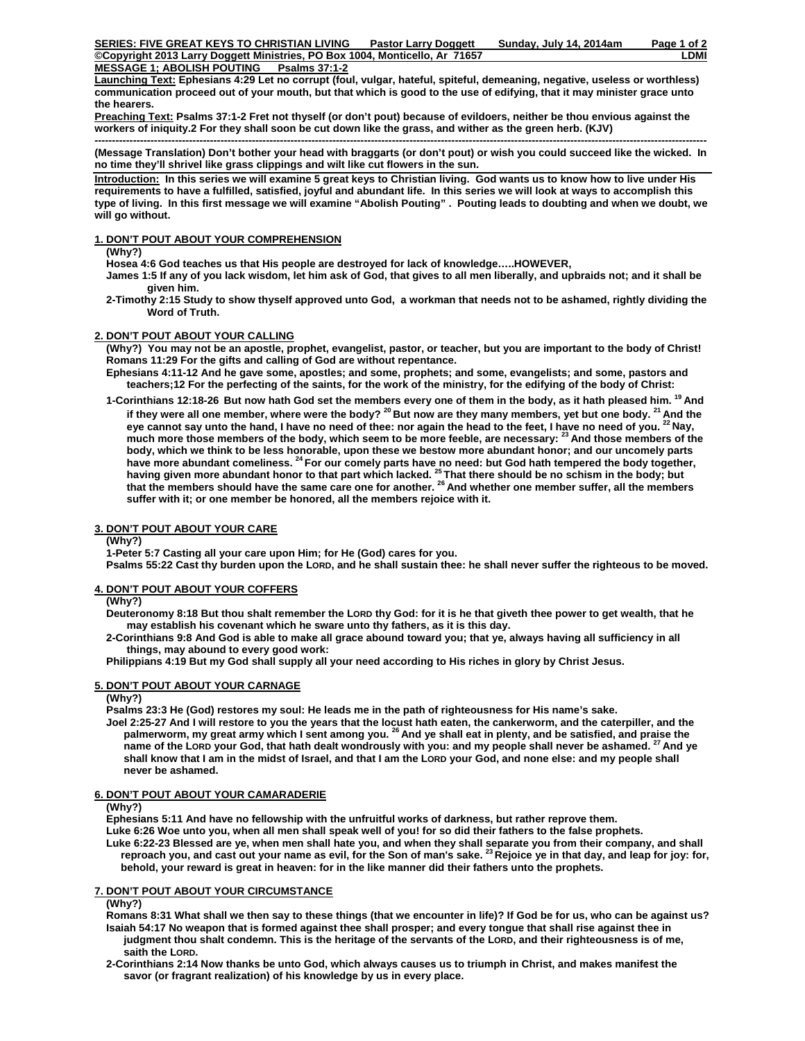**SERIES: FIVE GREAT KEYS TO CHRISTIAN LIVING** **Pastor Larry Doggett** **Sunday, July 14, 2014am**

**©Copyright 2013 Larry Doggett Ministries, PO Box 1004, Monticello, Ar 71657** **LDMI**

**MESSAGE 1; ABOLISH POUTING Psalms 37:1-2**

**Launching Text: Ephesians 4:29 Let no corrupt (foul, vulgar, hateful, spiteful, demeaning, negative, useless or worthless) communication proceed out of your mouth, but that which is good to the use of edifying, that it may minister grace unto the hearers.**

**Preaching Text: Psalms 37:1-2 Fret not thyself (or don't pout) because of evildoers, neither be thou envious against the workers of iniquity.2 For they shall soon be cut down like the grass, and wither as the green herb. (KJV)**

---

**(Message Translation) Don't bother your head with braggarts (or don't pout) or wish you could succeed like the wicked. In no time they'll shrivel like grass clippings and wilt like cut flowers in the sun.**

**Introduction: In this series we will examine 5 great keys to Christian living. God wants us to know how to live under His requirements to have a fulfilled, satisfied, joyful and abundant life. In this series we will look at ways to accomplish this type of living. In this first message we will examine "Abolish Pouting" . Pouting leads to doubting and when we doubt, we will go without.**

## 1. DON'T POUT ABOUT YOUR COMPREHENSION

**(Why?)**

**Hosea 4:6 God teaches us that His people are destroyed for lack of knowledge…..HOWEVER,**

**James 1:5 If any of you lack wisdom, let him ask of God, that gives to all men liberally, and upbraids not; and it shall be given him.**

**2-Timothy 2:15 Study to show thyself approved unto God, a workman that needs not to be ashamed, rightly dividing the Word of Truth.**

## 2. DON'T POUT ABOUT YOUR CALLING

**(Why?) You may not be an apostle, prophet, evangelist, pastor, or teacher, but you are important to the body of Christ!**

**Romans 11:29 For the gifts and calling of God are without repentance.**

**Ephesians 4:11-12 And he gave some, apostles; and some, prophets; and some, evangelists; and some, pastors and teachers;12 For the perfecting of the saints, for the work of the ministry, for the edifying of the body of Christ:**

**1-Corinthians 12:18-26 But now hath God set the members every one of them in the body, as it hath pleased him. [19] And if they were all one member, where were the body? [20] But now are they many members, yet but one body. [21] And the eye cannot say unto the hand, I have no need of thee: nor again the head to the feet, I have no need of you. [22] Nay, much more those members of the body, which seem to be more feeble, are necessary: [23] And those members of the body, which we think to be less honorable, upon these we bestow more abundant honor; and our uncomely parts have more abundant comeliness. [24] For our comely parts have no need: but God hath tempered the body together, having given more abundant honor to that part which lacked. [25] That there should be no schism in the body; but that the members should have the same care one for another. [26] And whether one member suffer, all the members suffer with it; or one member be honored, all the members rejoice with it.**

## 3. DON'T POUT ABOUT YOUR CARE

**(Why?)**

**1-Peter 5:7 Casting all your care upon Him; for He (God) cares for you.**

**Psalms 55:22 Cast thy burden upon the LORD, and he shall sustain thee: he shall never suffer the righteous to be moved.**

## 4. DON'T POUT ABOUT YOUR COFFERS

**(Why?)**

**Deuteronomy 8:18 But thou shalt remember the LORD thy God: for it is he that giveth thee power to get wealth, that he may establish his covenant which he sware unto thy fathers, as it is this day.**

**2-Corinthians 9:8 And God is able to make all grace abound toward you; that ye, always having all sufficiency in all things, may abound to every good work:**

**Philippians 4:19 But my God shall supply all your need according to His riches in glory by Christ Jesus.**

## 5. DON'T POUT ABOUT YOUR CARNAGE

**(Why?)**

**Psalms 23:3 He (God) restores my soul: He leads me in the path of righteousness for His name's sake.**

**Joel 2:25-27 And I will restore to you the years that the locust hath eaten, the cankerworm, and the caterpiller, and the palmerworm, my great army which I sent among you. [26] And ye shall eat in plenty, and be satisfied, and praise the name of the LORD your God, that hath dealt wondrously with you: and my people shall never be ashamed. [27] And ye shall know that I am in the midst of Israel, and that I am the LORD your God, and none else: and my people shall never be ashamed.**

## 6. DON'T POUT ABOUT YOUR CAMARADERIE

**(Why?)**

**Ephesians 5:11 And have no fellowship with the unfruitful works of darkness, but rather reprove them.**

**Luke 6:26 Woe unto you, when all men shall speak well of you! for so did their fathers to the false prophets.**

**Luke 6:22-23 Blessed are ye, when men shall hate you, and when they shall separate you from their company, and shall reproach you, and cast out your name as evil, for the Son of man's sake. [23] Rejoice ye in that day, and leap for joy: for, behold, your reward is great in heaven: for in the like manner did their fathers unto the prophets.**

## 7. DON'T POUT ABOUT YOUR CIRCUMSTANCE

**(Why?)**

**Romans 8:31 What shall we then say to these things (that we encounter in life)? If God be for us, who can be against us?**

**Isaiah 54:17 No weapon that is formed against thee shall prosper; and every tongue that shall rise against thee in judgment thou shalt condemn. This is the heritage of the servants of the LORD, and their righteousness is of me, saith the LORD.**

**2-Corinthians 2:14 Now thanks be unto God, which always causes us to triumph in Christ, and makes manifest the savor (or fragrant realization) of his knowledge by us in every place.**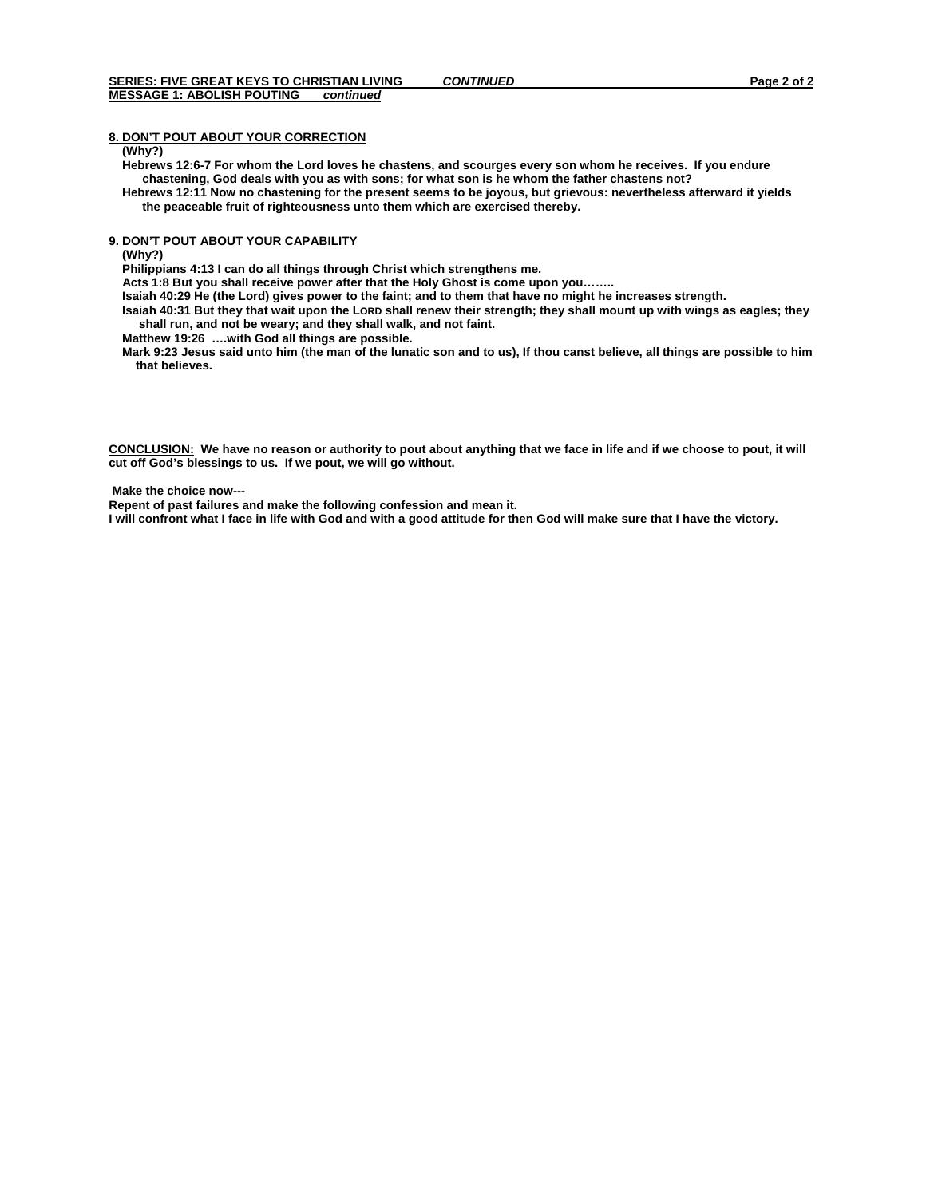**8. DON'T POUT ABOUT YOUR CORRECTION**

**(Why?)**

**Hebrews 12:6-7 For whom the Lord loves he chastens, and scourges every son whom he receives. If you endure chastening, God deals with you as with sons; for what son is he whom the father chastens not?**

**Hebrews 12:11 Now no chastening for the present seems to be joyous, but grievous: nevertheless afterward it yields the peaceable fruit of righteousness unto them which are exercised thereby.**

**9. DON'T POUT ABOUT YOUR CAPABILITY**

**(Why?)**

**Philippians 4:13 I can do all things through Christ which strengthens me.**

**Acts 1:8 But you shall receive power after that the Holy Ghost is come upon you……..**

**Isaiah 40:29 He (the Lord) gives power to the faint; and to them that have no might he increases strength.**

**Isaiah 40:31 But they that wait upon the LORD shall renew their strength; they shall mount up with wings as eagles; they shall run, and not be weary; and they shall walk, and not faint.**

**Matthew 19:26 ….with God all things are possible.**

**Mark 9:23 Jesus said unto him (the man of the lunatic son and to us), If thou canst believe, all things are possible to him that believes.**

**CONCLUSION: We have no reason or authority to pout about anything that we face in life and if we choose to pout, it will cut off God's blessings to us. If we pout, we will go without.**

**Make the choice now---**

**Repent of past failures and make the following confession and mean it.**

**I will confront what I face in life with God and with a good attitude for then God will make sure that I have the victory.**